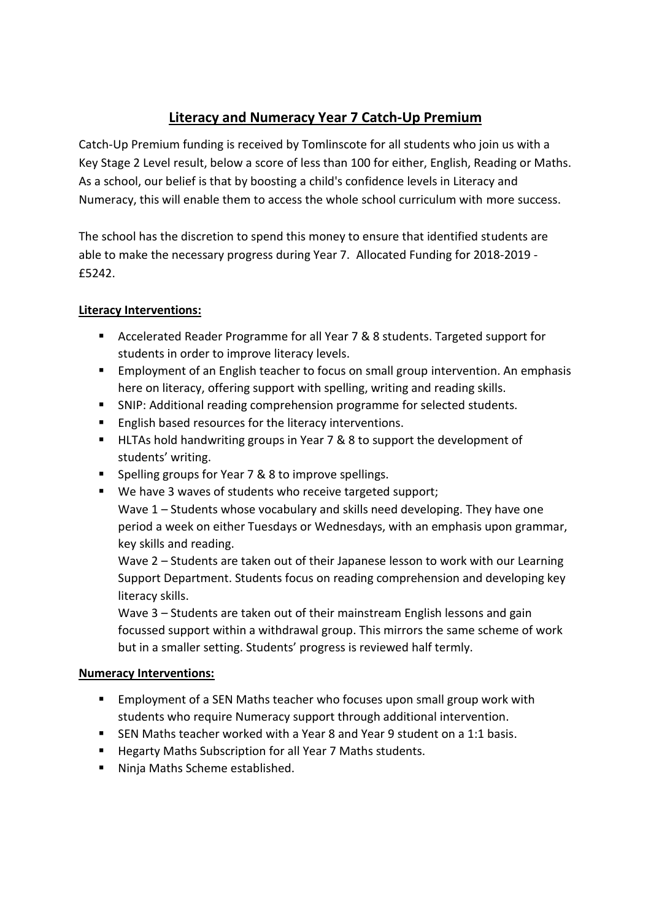# Literacy and Numeracy Year 7 Catch-Up Premium

Catch-Up Premium funding is received by Tomlinscote for all students who join us with a Key Stage 2 Level result, below a score of less than 100 for either, English, Reading or Maths. As a school, our belief is that by boosting a child's confidence levels in Literacy and Numeracy, this will enable them to access the whole school curriculum with more success.

The school has the discretion to spend this money to ensure that identified students are able to make the necessary progress during Year 7. Allocated Funding for 2018-2019 - £5242.

**Literacy Interventions:**

- Accelerated Reader Programme for all Year 7 & 8 students. Targeted support for students in order to improve literacy levels.
- Employment of an English teacher to focus on small group intervention. An emphasis here on literacy, offering support with spelling, writing and reading skills.
- SNIP: Additional reading comprehension programme for selected students.
- English based resources for the literacy interventions.
- HLTAs hold handwriting groups in Year 7 & 8 to support the development of students' writing.
- Spelling groups for Year 7 & 8 to improve spellings.
- We have 3 waves of students who receive targeted support;
  Wave 1 – Students whose vocabulary and skills need developing. They have one period a week on either Tuesdays or Wednesdays, with an emphasis upon grammar, key skills and reading.
  Wave 2 – Students are taken out of their Japanese lesson to work with our Learning Support Department. Students focus on reading comprehension and developing key literacy skills.
  Wave 3 – Students are taken out of their mainstream English lessons and gain focussed support within a withdrawal group. This mirrors the same scheme of work but in a smaller setting. Students' progress is reviewed half termly.

**Numeracy Interventions:**

- Employment of a SEN Maths teacher who focuses upon small group work with students who require Numeracy support through additional intervention.
- SEN Maths teacher worked with a Year 8 and Year 9 student on a 1:1 basis.
- Hegarty Maths Subscription for all Year 7 Maths students.
- Ninja Maths Scheme established.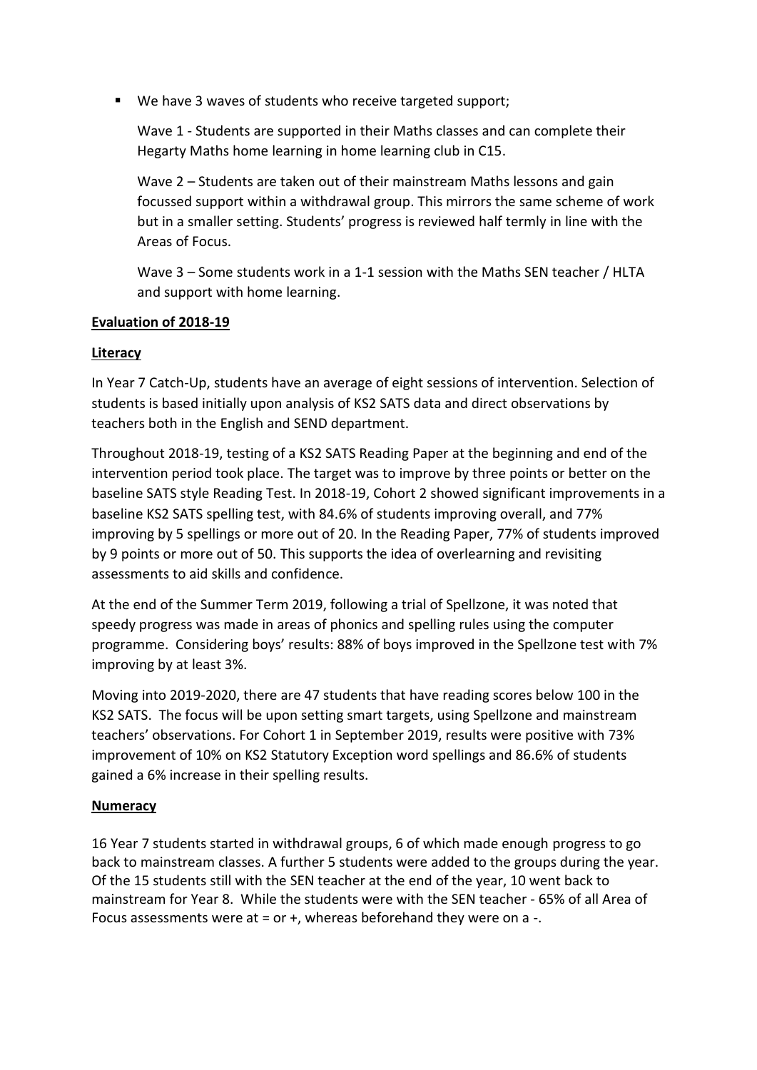- We have 3 waves of students who receive targeted support;

  Wave 1 - Students are supported in their Maths classes and can complete their Hegarty Maths home learning in home learning club in C15.

  Wave 2 – Students are taken out of their mainstream Maths lessons and gain focussed support within a withdrawal group. This mirrors the same scheme of work but in a smaller setting. Students' progress is reviewed half termly in line with the Areas of Focus.

  Wave 3 – Some students work in a 1-1 session with the Maths SEN teacher / HLTA and support with home learning.

**Evaluation of 2018-19**

**Literacy**

In Year 7 Catch-Up, students have an average of eight sessions of intervention. Selection of students is based initially upon analysis of KS2 SATS data and direct observations by teachers both in the English and SEND department.

Throughout 2018-19, testing of a KS2 SATS Reading Paper at the beginning and end of the intervention period took place. The target was to improve by three points or better on the baseline SATS style Reading Test. In 2018-19, Cohort 2 showed significant improvements in a baseline KS2 SATS spelling test, with 84.6% of students improving overall, and 77% improving by 5 spellings or more out of 20. In the Reading Paper, 77% of students improved by 9 points or more out of 50. This supports the idea of overlearning and revisiting assessments to aid skills and confidence.

At the end of the Summer Term 2019, following a trial of Spellzone, it was noted that speedy progress was made in areas of phonics and spelling rules using the computer programme. Considering boys' results: 88% of boys improved in the Spellzone test with 7% improving by at least 3%.

Moving into 2019-2020, there are 47 students that have reading scores below 100 in the KS2 SATS. The focus will be upon setting smart targets, using Spellzone and mainstream teachers' observations. For Cohort 1 in September 2019, results were positive with 73% improvement of 10% on KS2 Statutory Exception word spellings and 86.6% of students gained a 6% increase in their spelling results.

**Numeracy**

16 Year 7 students started in withdrawal groups, 6 of which made enough progress to go back to mainstream classes. A further 5 students were added to the groups during the year. Of the 15 students still with the SEN teacher at the end of the year, 10 went back to mainstream for Year 8. While the students were with the SEN teacher - 65% of all Area of Focus assessments were at = or +, whereas beforehand they were on a -.